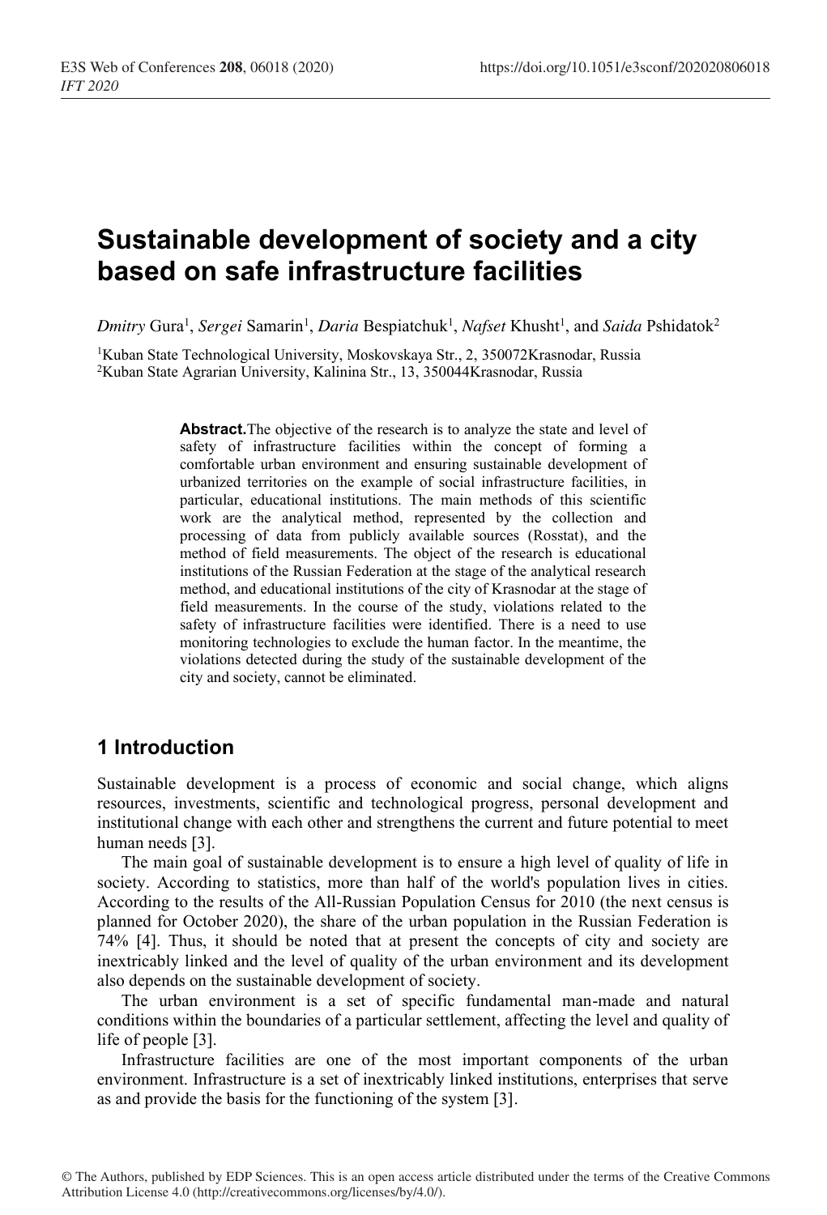# Sustainable development of society and a city based on safe infrastructure facilities

*Dmitry* Gura[1], *Sergei* Samarin[1], *Daria* Bespiatchuk[1], *Nafset* Khusht[1], and *Saida* Pshidatok[2]

[1]Kuban State Technological University, Moskovskaya Str., 2, 350072Krasnodar, Russia
[2]Kuban State Agrarian University, Kalinina Str., 13, 350044Krasnodar, Russia

**Abstract.**The objective of the research is to analyze the state and level of safety of infrastructure facilities within the concept of forming a comfortable urban environment and ensuring sustainable development of urbanized territories on the example of social infrastructure facilities, in particular, educational institutions. The main methods of this scientific work are the analytical method, represented by the collection and processing of data from publicly available sources (Rosstat), and the method of field measurements. The object of the research is educational institutions of the Russian Federation at the stage of the analytical research method, and educational institutions of the city of Krasnodar at the stage of field measurements. In the course of the study, violations related to the safety of infrastructure facilities were identified. There is a need to use monitoring technologies to exclude the human factor. In the meantime, the violations detected during the study of the sustainable development of the city and society, cannot be eliminated.

## 1 Introduction

Sustainable development is a process of economic and social change, which aligns resources, investments, scientific and technological progress, personal development and institutional change with each other and strengthens the current and future potential to meet human needs [3].

The main goal of sustainable development is to ensure a high level of quality of life in society. According to statistics, more than half of the world's population lives in cities. According to the results of the All-Russian Population Census for 2010 (the next census is planned for October 2020), the share of the urban population in the Russian Federation is 74% [4]. Thus, it should be noted that at present the concepts of city and society are inextricably linked and the level of quality of the urban environment and its development also depends on the sustainable development of society.

The urban environment is a set of specific fundamental man-made and natural conditions within the boundaries of a particular settlement, affecting the level and quality of life of people [3].

Infrastructure facilities are one of the most important components of the urban environment. Infrastructure is a set of inextricably linked institutions, enterprises that serve as and provide the basis for the functioning of the system [3].

© The Authors, published by EDP Sciences. This is an open access article distributed under the terms of the Creative Commons Attribution License 4.0 (http://creativecommons.org/licenses/by/4.0/).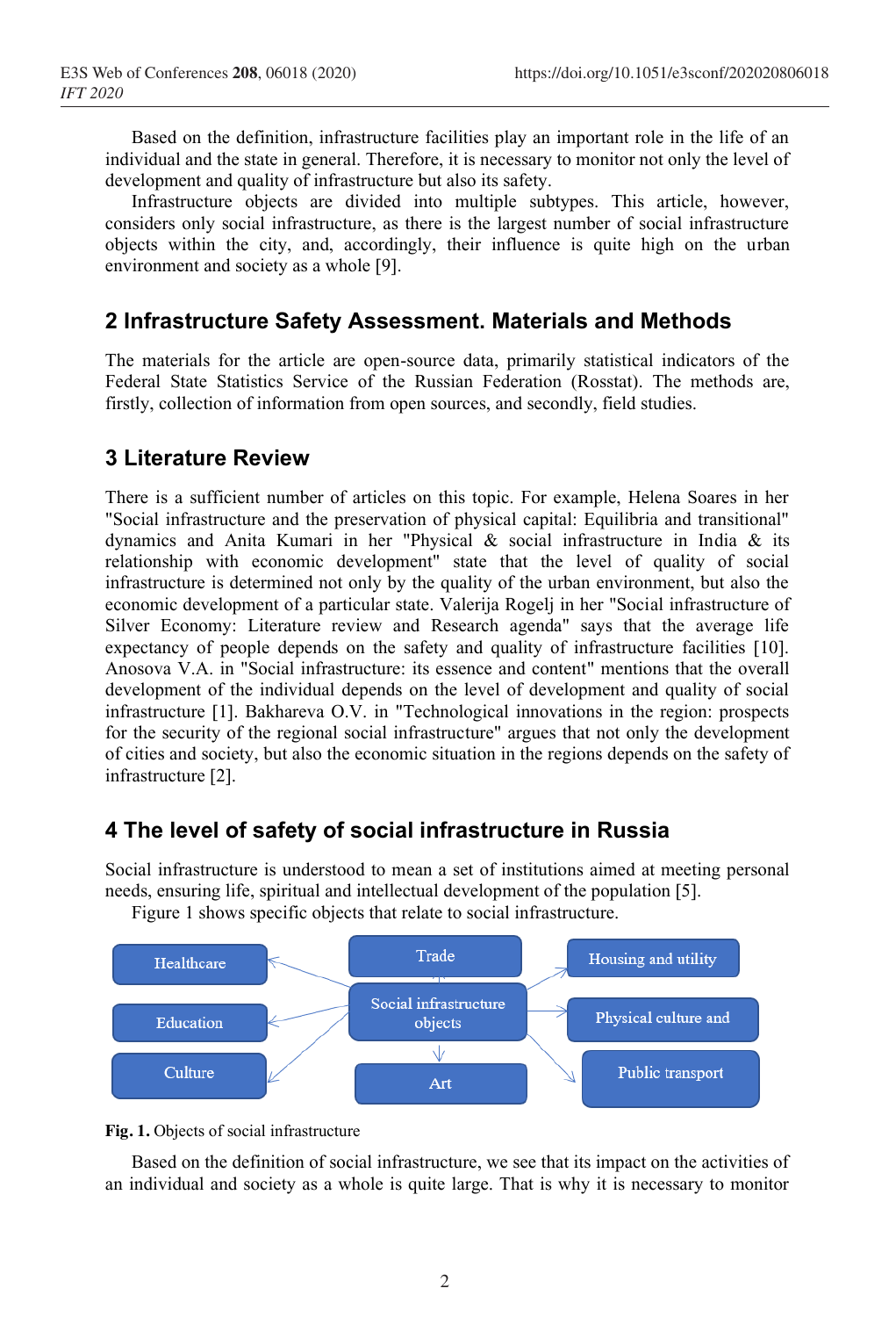Based on the definition, infrastructure facilities play an important role in the life of an individual and the state in general. Therefore, it is necessary to monitor not only the level of development and quality of infrastructure but also its safety.

Infrastructure objects are divided into multiple subtypes. This article, however, considers only social infrastructure, as there is the largest number of social infrastructure objects within the city, and, accordingly, their influence is quite high on the urban environment and society as a whole [9].

## 2 Infrastructure Safety Assessment. Materials and Methods

The materials for the article are open-source data, primarily statistical indicators of the Federal State Statistics Service of the Russian Federation (Rosstat). The methods are, firstly, collection of information from open sources, and secondly, field studies.

## 3 Literature Review

There is a sufficient number of articles on this topic. For example, Helena Soares in her "Social infrastructure and the preservation of physical capital: Equilibria and transitional" dynamics and Anita Kumari in her "Physical & social infrastructure in India & its relationship with economic development" state that the level of quality of social infrastructure is determined not only by the quality of the urban environment, but also the economic development of a particular state. Valerija Rogelj in her "Social infrastructure of Silver Economy: Literature review and Research agenda" says that the average life expectancy of people depends on the safety and quality of infrastructure facilities [10]. Anosova V.A. in "Social infrastructure: its essence and content" mentions that the overall development of the individual depends on the level of development and quality of social infrastructure [1]. Bakhareva O.V. in "Technological innovations in the region: prospects for the security of the regional social infrastructure" argues that not only the development of cities and society, but also the economic situation in the regions depends on the safety of infrastructure [2].

## 4 The level of safety of social infrastructure in Russia

Social infrastructure is understood to mean a set of institutions aimed at meeting personal needs, ensuring life, spiritual and intellectual development of the population [5].

Figure 1 shows specific objects that relate to social infrastructure.

Social infrastructure objects: Healthcare, Education, Culture, Trade, Art, Housing and utility, Physical culture and, Public transport

**Fig. 1.** Objects of social infrastructure

Based on the definition of social infrastructure, we see that its impact on the activities of an individual and society as a whole is quite large. That is why it is necessary to monitor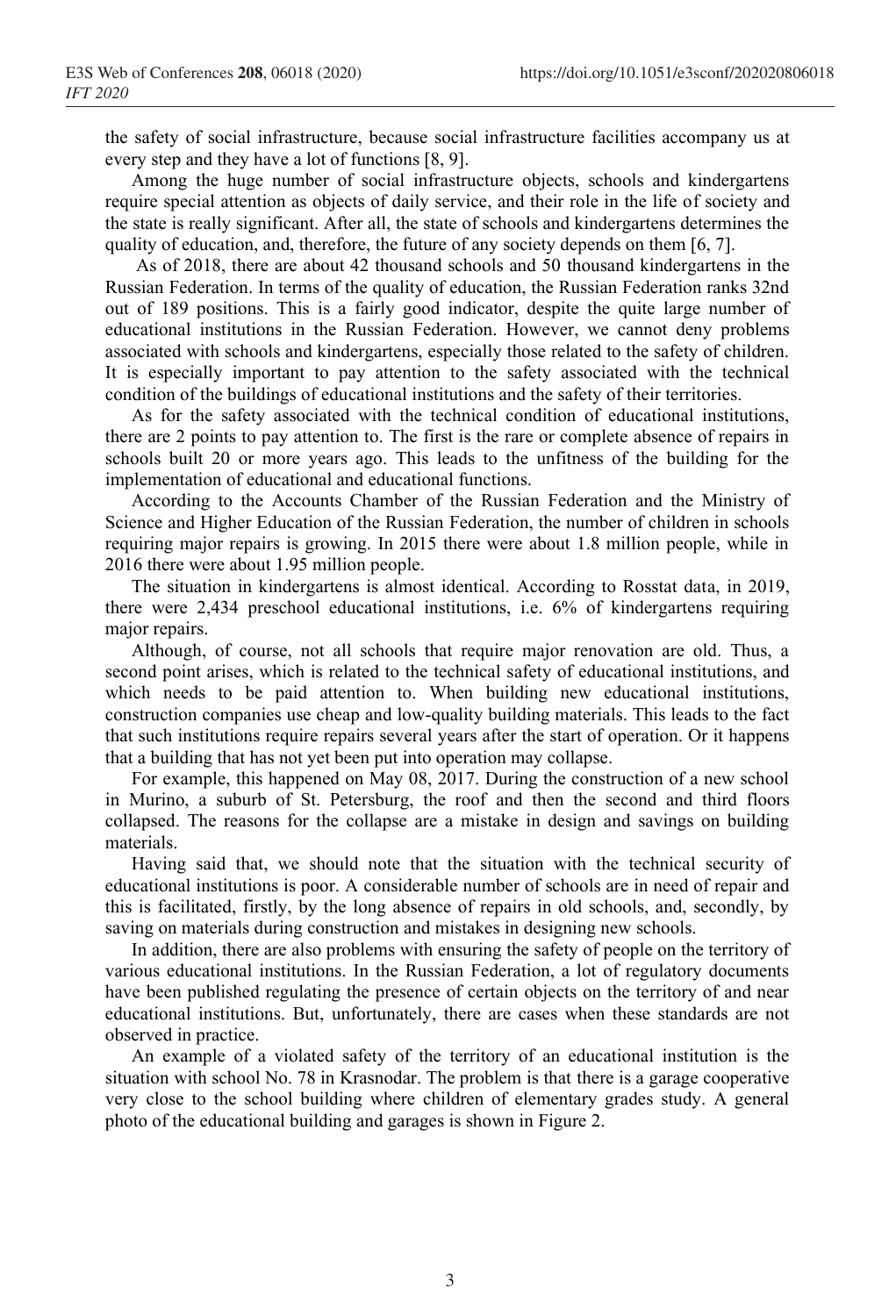the safety of social infrastructure, because social infrastructure facilities accompany us at every step and they have a lot of functions [8, 9].

Among the huge number of social infrastructure objects, schools and kindergartens require special attention as objects of daily service, and their role in the life of society and the state is really significant. After all, the state of schools and kindergartens determines the quality of education, and, therefore, the future of any society depends on them [6, 7].

As of 2018, there are about 42 thousand schools and 50 thousand kindergartens in the Russian Federation. In terms of the quality of education, the Russian Federation ranks 32nd out of 189 positions. This is a fairly good indicator, despite the quite large number of educational institutions in the Russian Federation. However, we cannot deny problems associated with schools and kindergartens, especially those related to the safety of children. It is especially important to pay attention to the safety associated with the technical condition of the buildings of educational institutions and the safety of their territories.

As for the safety associated with the technical condition of educational institutions, there are 2 points to pay attention to. The first is the rare or complete absence of repairs in schools built 20 or more years ago. This leads to the unfitness of the building for the implementation of educational and educational functions.

According to the Accounts Chamber of the Russian Federation and the Ministry of Science and Higher Education of the Russian Federation, the number of children in schools requiring major repairs is growing. In 2015 there were about 1.8 million people, while in 2016 there were about 1.95 million people.

The situation in kindergartens is almost identical. According to Rosstat data, in 2019, there were 2,434 preschool educational institutions, i.e. 6% of kindergartens requiring major repairs.

Although, of course, not all schools that require major renovation are old. Thus, a second point arises, which is related to the technical safety of educational institutions, and which needs to be paid attention to. When building new educational institutions, construction companies use cheap and low-quality building materials. This leads to the fact that such institutions require repairs several years after the start of operation. Or it happens that a building that has not yet been put into operation may collapse.

For example, this happened on May 08, 2017. During the construction of a new school in Murino, a suburb of St. Petersburg, the roof and then the second and third floors collapsed. The reasons for the collapse are a mistake in design and savings on building materials.

Having said that, we should note that the situation with the technical security of educational institutions is poor. A considerable number of schools are in need of repair and this is facilitated, firstly, by the long absence of repairs in old schools, and, secondly, by saving on materials during construction and mistakes in designing new schools.

In addition, there are also problems with ensuring the safety of people on the territory of various educational institutions. In the Russian Federation, a lot of regulatory documents have been published regulating the presence of certain objects on the territory of and near educational institutions. But, unfortunately, there are cases when these standards are not observed in practice.

An example of a violated safety of the territory of an educational institution is the situation with school No. 78 in Krasnodar. The problem is that there is a garage cooperative very close to the school building where children of elementary grades study. A general photo of the educational building and garages is shown in Figure 2.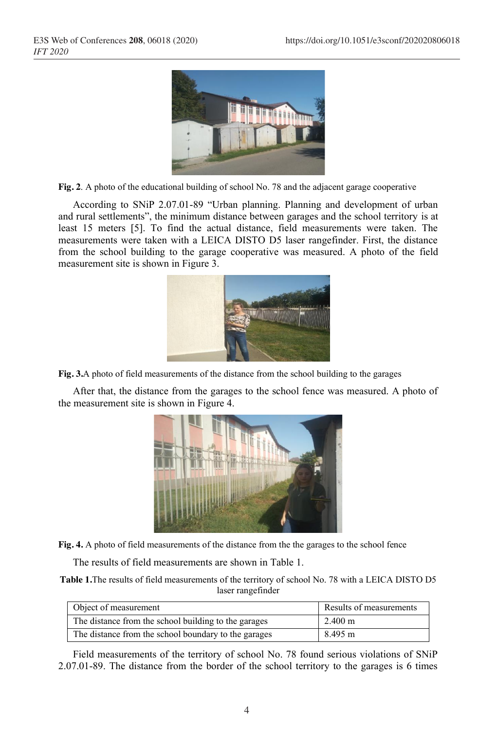**Fig. 2**. A photo of the educational building of school No. 78 and the adjacent garage cooperative

According to SNiP 2.07.01-89 "Urban planning. Planning and development of urban and rural settlements", the minimum distance between garages and the school territory is at least 15 meters [5]. To find the actual distance, field measurements were taken. The measurements were taken with a LEICA DISTO D5 laser rangefinder. First, the distance from the school building to the garage cooperative was measured. A photo of the field measurement site is shown in Figure 3.

**Fig. 3.**A photo of field measurements of the distance from the school building to the garages

After that, the distance from the garages to the school fence was measured. A photo of the measurement site is shown in Figure 4.

**Fig. 4.** A photo of field measurements of the distance from the the garages to the school fence

The results of field measurements are shown in Table 1.

**Table 1.**The results of field measurements of the territory of school No. 78 with a LEICA DISTO D5 laser rangefinder

| Object of measurement | Results of measurements |
|---|---|
| The distance from the school building to the garages | 2.400 m |
| The distance from the school boundary to the garages | 8.495 m |

Field measurements of the territory of school No. 78 found serious violations of SNiP 2.07.01-89. The distance from the border of the school territory to the garages is 6 times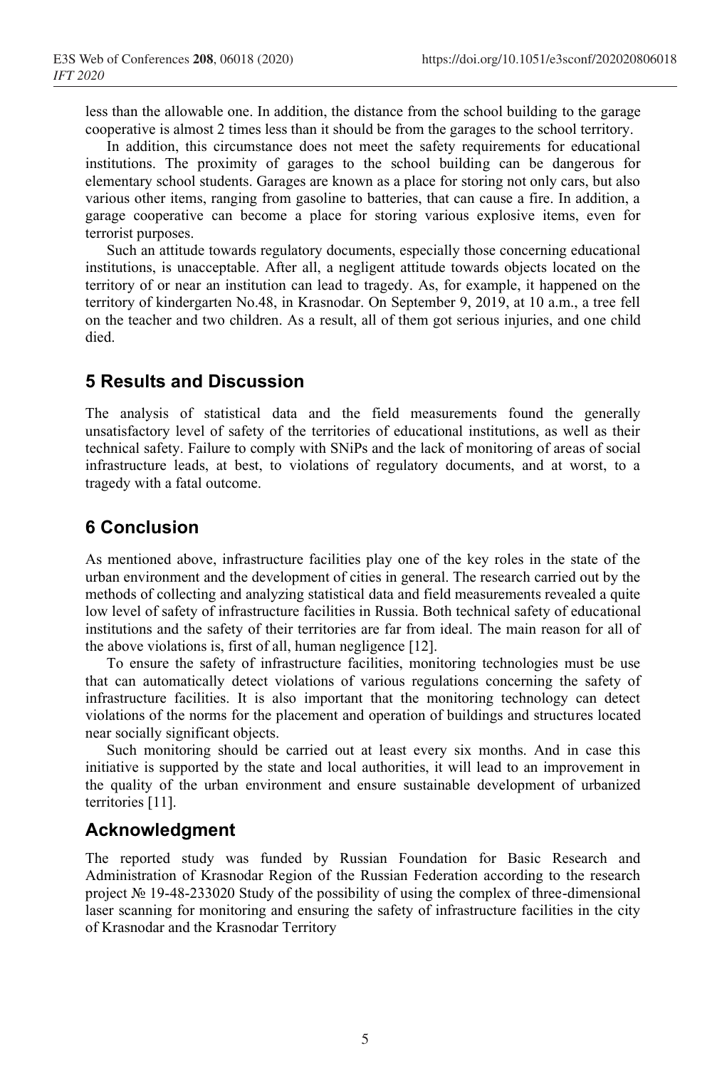less than the allowable one. In addition, the distance from the school building to the garage cooperative is almost 2 times less than it should be from the garages to the school territory.

In addition, this circumstance does not meet the safety requirements for educational institutions. The proximity of garages to the school building can be dangerous for elementary school students. Garages are known as a place for storing not only cars, but also various other items, ranging from gasoline to batteries, that can cause a fire. In addition, a garage cooperative can become a place for storing various explosive items, even for terrorist purposes.

Such an attitude towards regulatory documents, especially those concerning educational institutions, is unacceptable. After all, a negligent attitude towards objects located on the territory of or near an institution can lead to tragedy. As, for example, it happened on the territory of kindergarten No.48, in Krasnodar. On September 9, 2019, at 10 a.m., a tree fell on the teacher and two children. As a result, all of them got serious injuries, and one child died.

## 5 Results and Discussion

The analysis of statistical data and the field measurements found the generally unsatisfactory level of safety of the territories of educational institutions, as well as their technical safety. Failure to comply with SNiPs and the lack of monitoring of areas of social infrastructure leads, at best, to violations of regulatory documents, and at worst, to a tragedy with a fatal outcome.

## 6 Conclusion

As mentioned above, infrastructure facilities play one of the key roles in the state of the urban environment and the development of cities in general. The research carried out by the methods of collecting and analyzing statistical data and field measurements revealed a quite low level of safety of infrastructure facilities in Russia. Both technical safety of educational institutions and the safety of their territories are far from ideal. The main reason for all of the above violations is, first of all, human negligence [12].

To ensure the safety of infrastructure facilities, monitoring technologies must be use that can automatically detect violations of various regulations concerning the safety of infrastructure facilities. It is also important that the monitoring technology can detect violations of the norms for the placement and operation of buildings and structures located near socially significant objects.

Such monitoring should be carried out at least every six months. And in case this initiative is supported by the state and local authorities, it will lead to an improvement in the quality of the urban environment and ensure sustainable development of urbanized territories [11].

## Acknowledgment

The reported study was funded by Russian Foundation for Basic Research and Administration of Krasnodar Region of the Russian Federation according to the research project № 19-48-233020 Study of the possibility of using the complex of three-dimensional laser scanning for monitoring and ensuring the safety of infrastructure facilities in the city of Krasnodar and the Krasnodar Territory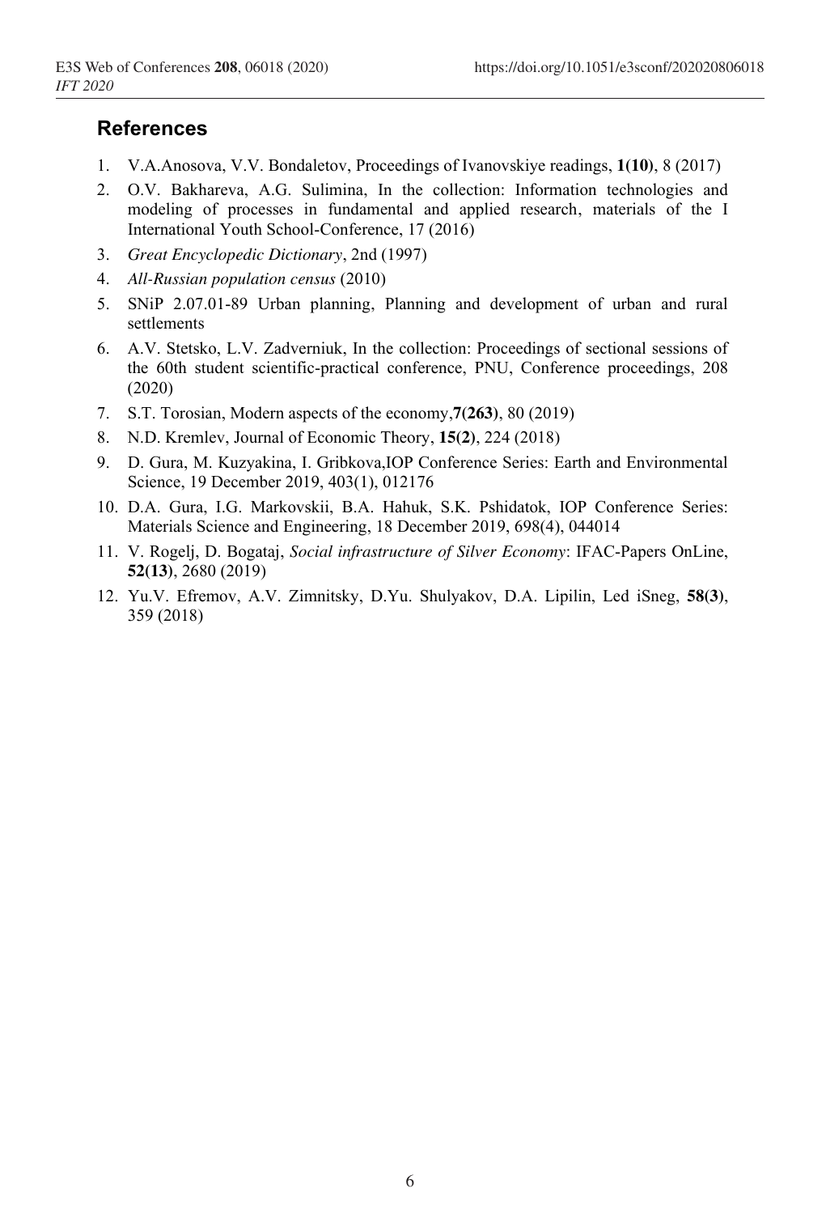## References

1. V.A.Anosova, V.V. Bondaletov, Proceedings of Ivanovskiye readings, **1(10)**, 8 (2017)
2. O.V. Bakhareva, A.G. Sulimina, In the collection: Information technologies and modeling of processes in fundamental and applied research, materials of the I International Youth School-Conference, 17 (2016)
3. *Great Encyclopedic Dictionary*, 2nd (1997)
4. *All-Russian population census* (2010)
5. SNiP 2.07.01-89 Urban planning, Planning and development of urban and rural settlements
6. A.V. Stetsko, L.V. Zadverniuk, In the collection: Proceedings of sectional sessions of the 60th student scientific-practical conference, PNU, Conference proceedings, 208 (2020)
7. S.T. Torosian, Modern aspects of the economy,**7(263)**, 80 (2019)
8. N.D. Kremlev, Journal of Economic Theory, **15(2)**, 224 (2018)
9. D. Gura, M. Kuzyakina, I. Gribkova,IOP Conference Series: Earth and Environmental Science, 19 December 2019, 403(1), 012176
10. D.A. Gura, I.G. Markovskii, B.A. Hahuk, S.K. Pshidatok, IOP Conference Series: Materials Science and Engineering, 18 December 2019, 698(4), 044014
11. V. Rogelj, D. Bogataj, *Social infrastructure of Silver Economy*: IFAC-Papers OnLine, **52(13)**, 2680 (2019)
12. Yu.V. Efremov, A.V. Zimnitsky, D.Yu. Shulyakov, D.A. Lipilin, Led iSneg, **58(3)**, 359 (2018)